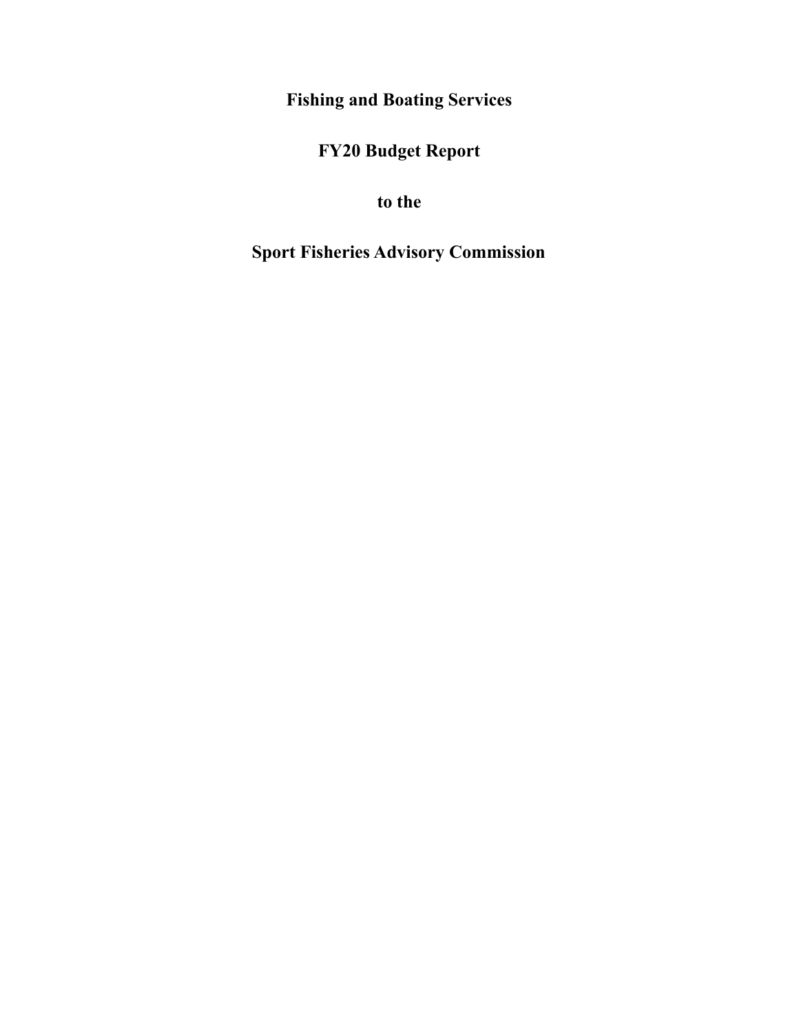# Fishing and Boating Services

# FY20 Budget Report

# to the

# Sport Fisheries Advisory Commission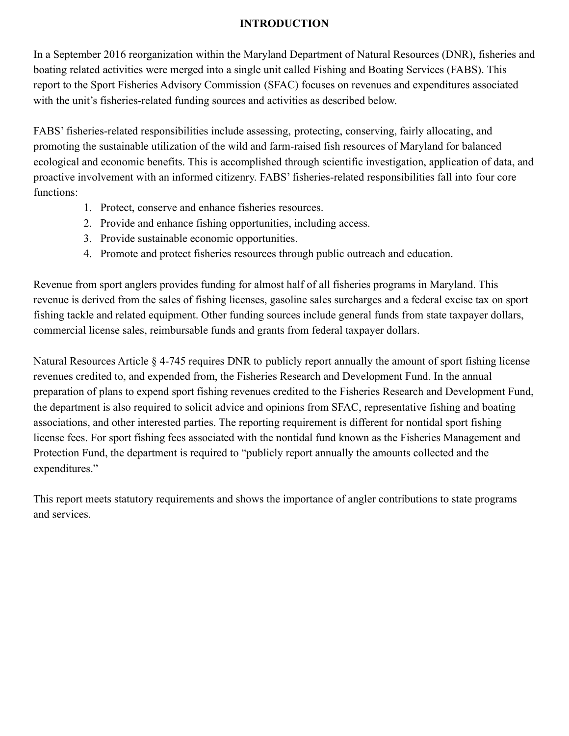# INTRODUCTION

In a September 2016 reorganization within the Maryland Department of Natural Resources (DNR), fisheries and boating related activities were merged into a single unit called Fishing and Boating Services (FABS). This report to the Sport Fisheries Advisory Commission (SFAC) focuses on revenues and expenditures associated with the unit's fisheries-related funding sources and activities as described below.

FABS' fisheries-related responsibilities include assessing, protecting, conserving, fairly allocating, and promoting the sustainable utilization of the wild and farm-raised fish resources of Maryland for balanced ecological and economic benefits. This is accomplished through scientific investigation, application of data, and proactive involvement with an informed citizenry. FABS' fisheries-related responsibilities fall into four core functions:

1. Protect, conserve and enhance fisheries resources.
2. Provide and enhance fishing opportunities, including access.
3. Provide sustainable economic opportunities.
4. Promote and protect fisheries resources through public outreach and education.

Revenue from sport anglers provides funding for almost half of all fisheries programs in Maryland. This revenue is derived from the sales of fishing licenses, gasoline sales surcharges and a federal excise tax on sport fishing tackle and related equipment. Other funding sources include general funds from state taxpayer dollars, commercial license sales, reimbursable funds and grants from federal taxpayer dollars.

Natural Resources Article § 4-745 requires DNR to publicly report annually the amount of sport fishing license revenues credited to, and expended from, the Fisheries Research and Development Fund. In the annual preparation of plans to expend sport fishing revenues credited to the Fisheries Research and Development Fund, the department is also required to solicit advice and opinions from SFAC, representative fishing and boating associations, and other interested parties. The reporting requirement is different for nontidal sport fishing license fees. For sport fishing fees associated with the nontidal fund known as the Fisheries Management and Protection Fund, the department is required to "publicly report annually the amounts collected and the expenditures."

This report meets statutory requirements and shows the importance of angler contributions to state programs and services.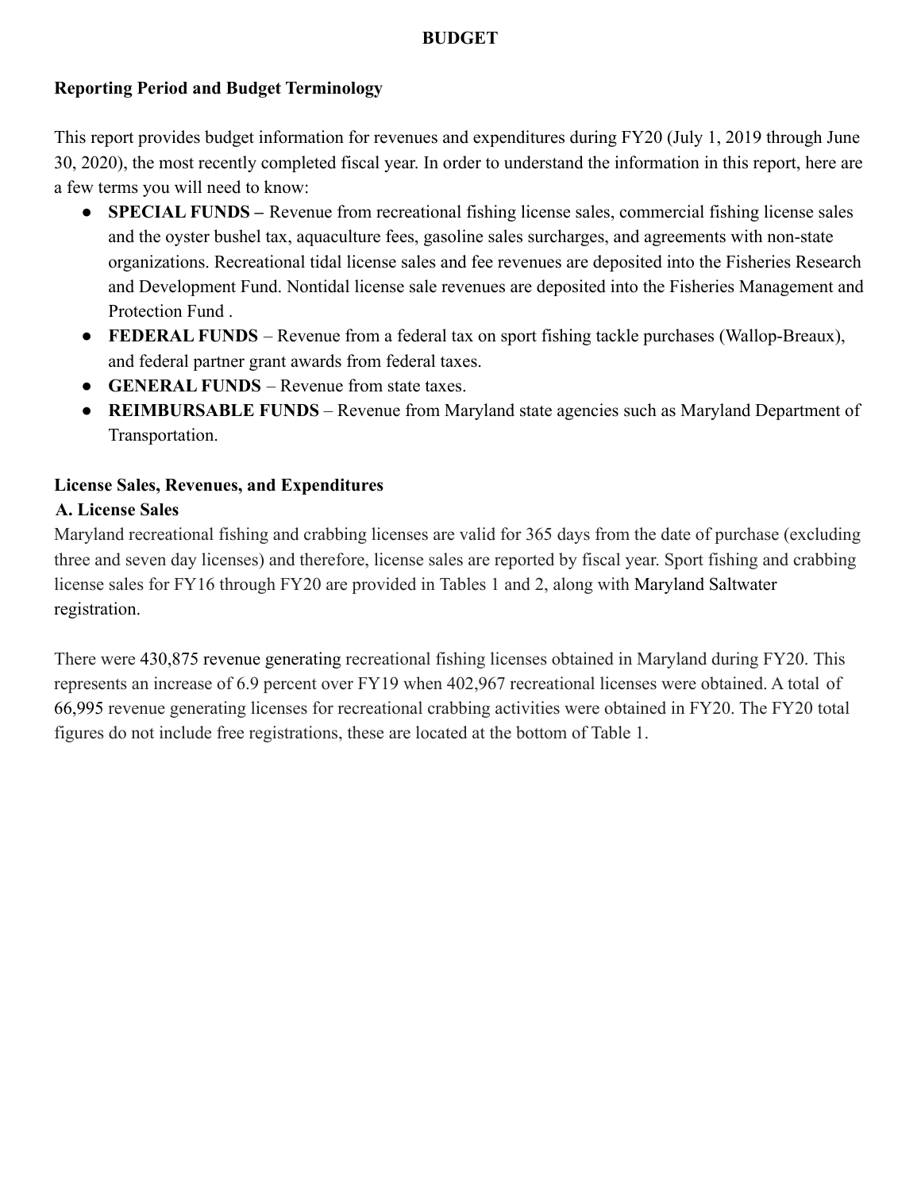# BUDGET

## Reporting Period and Budget Terminology

This report provides budget information for revenues and expenditures during FY20 (July 1, 2019 through June 30, 2020), the most recently completed fiscal year. In order to understand the information in this report, here are a few terms you will need to know:

- **SPECIAL FUNDS –** Revenue from recreational fishing license sales, commercial fishing license sales and the oyster bushel tax, aquaculture fees, gasoline sales surcharges, and agreements with non-state organizations. Recreational tidal license sales and fee revenues are deposited into the Fisheries Research and Development Fund. Nontidal license sale revenues are deposited into the Fisheries Management and Protection Fund .
- **FEDERAL FUNDS** – Revenue from a federal tax on sport fishing tackle purchases (Wallop-Breaux), and federal partner grant awards from federal taxes.
- **GENERAL FUNDS** – Revenue from state taxes.
- **REIMBURSABLE FUNDS** – Revenue from Maryland state agencies such as Maryland Department of Transportation.

## License Sales, Revenues, and Expenditures

### A. License Sales

Maryland recreational fishing and crabbing licenses are valid for 365 days from the date of purchase (excluding three and seven day licenses) and therefore, license sales are reported by fiscal year. Sport fishing and crabbing license sales for FY16 through FY20 are provided in Tables 1 and 2, along with Maryland Saltwater registration.

There were 430,875 revenue generating recreational fishing licenses obtained in Maryland during FY20. This represents an increase of 6.9 percent over FY19 when 402,967 recreational licenses were obtained. A total of 66,995 revenue generating licenses for recreational crabbing activities were obtained in FY20. The FY20 total figures do not include free registrations, these are located at the bottom of Table 1.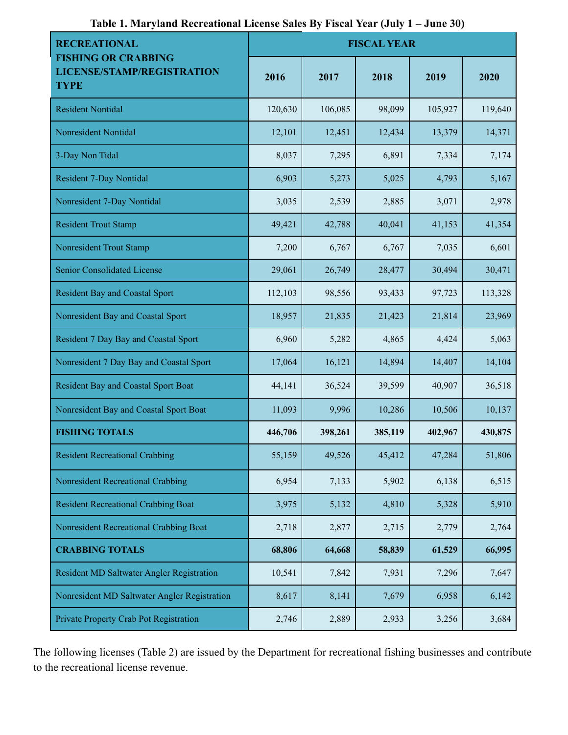**Table 1. Maryland Recreational License Sales By Fiscal Year (July 1 – June 30)**

| RECREATIONAL FISHING OR CRABBING LICENSE/STAMP/REGISTRATION TYPE | FISCAL YEAR | | | | |
|---|---|---|---|---|---|
| | 2016 | 2017 | 2018 | 2019 | 2020 |
| Resident Nontidal | 120,630 | 106,085 | 98,099 | 105,927 | 119,640 |
| Nonresident Nontidal | 12,101 | 12,451 | 12,434 | 13,379 | 14,371 |
| 3-Day Non Tidal | 8,037 | 7,295 | 6,891 | 7,334 | 7,174 |
| Resident 7-Day Nontidal | 6,903 | 5,273 | 5,025 | 4,793 | 5,167 |
| Nonresident 7-Day Nontidal | 3,035 | 2,539 | 2,885 | 3,071 | 2,978 |
| Resident Trout Stamp | 49,421 | 42,788 | 40,041 | 41,153 | 41,354 |
| Nonresident Trout Stamp | 7,200 | 6,767 | 6,767 | 7,035 | 6,601 |
| Senior Consolidated License | 29,061 | 26,749 | 28,477 | 30,494 | 30,471 |
| Resident Bay and Coastal Sport | 112,103 | 98,556 | 93,433 | 97,723 | 113,328 |
| Nonresident Bay and Coastal Sport | 18,957 | 21,835 | 21,423 | 21,814 | 23,969 |
| Resident 7 Day Bay and Coastal Sport | 6,960 | 5,282 | 4,865 | 4,424 | 5,063 |
| Nonresident 7 Day Bay and Coastal Sport | 17,064 | 16,121 | 14,894 | 14,407 | 14,104 |
| Resident Bay and Coastal Sport Boat | 44,141 | 36,524 | 39,599 | 40,907 | 36,518 |
| Nonresident Bay and Coastal Sport Boat | 11,093 | 9,996 | 10,286 | 10,506 | 10,137 |
| **FISHING TOTALS** | **446,706** | **398,261** | **385,119** | **402,967** | **430,875** |
| Resident Recreational Crabbing | 55,159 | 49,526 | 45,412 | 47,284 | 51,806 |
| Nonresident Recreational Crabbing | 6,954 | 7,133 | 5,902 | 6,138 | 6,515 |
| Resident Recreational Crabbing Boat | 3,975 | 5,132 | 4,810 | 5,328 | 5,910 |
| Nonresident Recreational Crabbing Boat | 2,718 | 2,877 | 2,715 | 2,779 | 2,764 |
| **CRABBING TOTALS** | **68,806** | **64,668** | **58,839** | **61,529** | **66,995** |
| Resident MD Saltwater Angler Registration | 10,541 | 7,842 | 7,931 | 7,296 | 7,647 |
| Nonresident MD Saltwater Angler Registration | 8,617 | 8,141 | 7,679 | 6,958 | 6,142 |
| Private Property Crab Pot Registration | 2,746 | 2,889 | 2,933 | 3,256 | 3,684 |

The following licenses (Table 2) are issued by the Department for recreational fishing businesses and contribute to the recreational license revenue.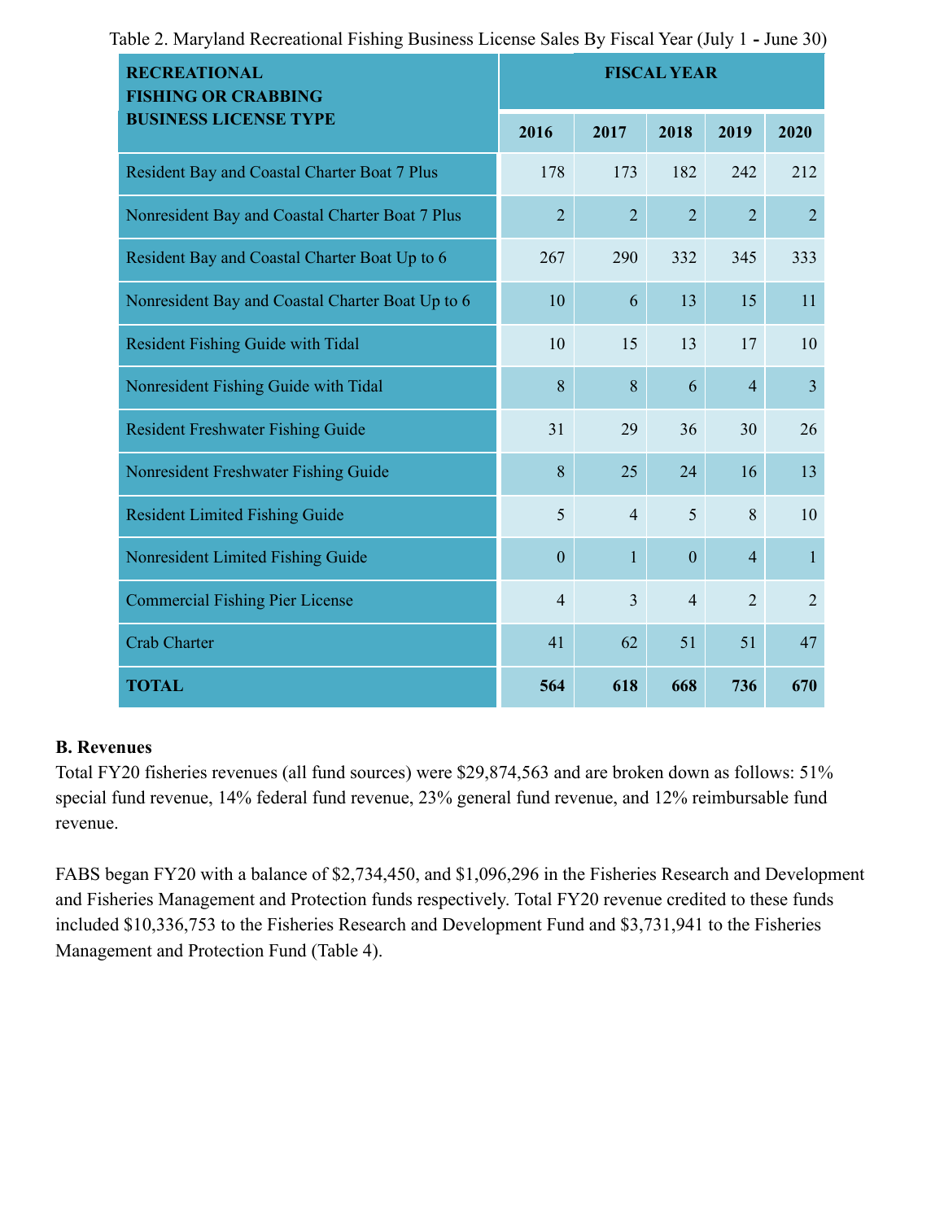Table 2. Maryland Recreational Fishing Business License Sales By Fiscal Year (July 1 - June 30)

| RECREATIONAL FISHING OR CRABBING BUSINESS LICENSE TYPE | FISCAL YEAR | | | | |
|---|---|---|---|---|---|
| | 2016 | 2017 | 2018 | 2019 | 2020 |
| Resident Bay and Coastal Charter Boat 7 Plus | 178 | 173 | 182 | 242 | 212 |
| Nonresident Bay and Coastal Charter Boat 7 Plus | 2 | 2 | 2 | 2 | 2 |
| Resident Bay and Coastal Charter Boat Up to 6 | 267 | 290 | 332 | 345 | 333 |
| Nonresident Bay and Coastal Charter Boat Up to 6 | 10 | 6 | 13 | 15 | 11 |
| Resident Fishing Guide with Tidal | 10 | 15 | 13 | 17 | 10 |
| Nonresident Fishing Guide with Tidal | 8 | 8 | 6 | 4 | 3 |
| Resident Freshwater Fishing Guide | 31 | 29 | 36 | 30 | 26 |
| Nonresident Freshwater Fishing Guide | 8 | 25 | 24 | 16 | 13 |
| Resident Limited Fishing Guide | 5 | 4 | 5 | 8 | 10 |
| Nonresident Limited Fishing Guide | 0 | 1 | 0 | 4 | 1 |
| Commercial Fishing Pier License | 4 | 3 | 4 | 2 | 2 |
| Crab Charter | 41 | 62 | 51 | 51 | 47 |
| **TOTAL** | **564** | **618** | **668** | **736** | **670** |

**B. Revenues**

Total FY20 fisheries revenues (all fund sources) were $29,874,563 and are broken down as follows: 51% special fund revenue, 14% federal fund revenue, 23% general fund revenue, and 12% reimbursable fund revenue.

FABS began FY20 with a balance of $2,734,450, and $1,096,296 in the Fisheries Research and Development and Fisheries Management and Protection funds respectively. Total FY20 revenue credited to these funds included $10,336,753 to the Fisheries Research and Development Fund and $3,731,941 to the Fisheries Management and Protection Fund (Table 4).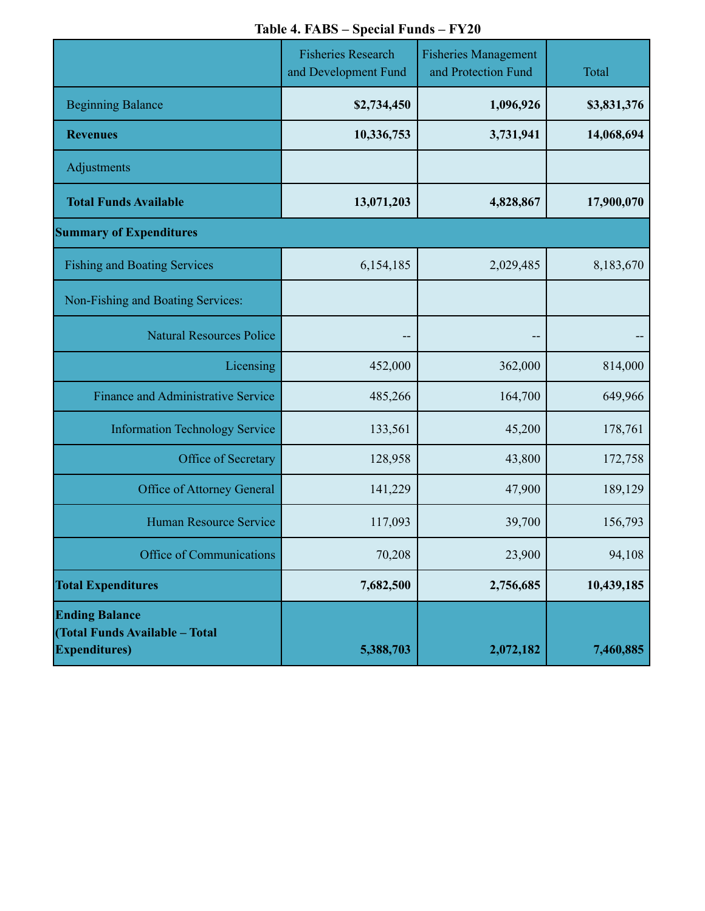**Table 4. FABS – Special Funds – FY20**

| | Fisheries Research and Development Fund | Fisheries Management and Protection Fund | Total |
|---|---|---|---|
| Beginning Balance | **$2,734,450** | **1,096,926** | **$3,831,376** |
| **Revenues** | **10,336,753** | **3,731,941** | **14,068,694** |
| Adjustments | | | |
| **Total Funds Available** | **13,071,203** | **4,828,867** | **17,900,070** |
| **Summary of Expenditures** | | | |
| Fishing and Boating Services | 6,154,185 | 2,029,485 | 8,183,670 |
| Non-Fishing and Boating Services: | | | |
| Natural Resources Police | -- | -- | -- |
| Licensing | 452,000 | 362,000 | 814,000 |
| Finance and Administrative Service | 485,266 | 164,700 | 649,966 |
| Information Technology Service | 133,561 | 45,200 | 178,761 |
| Office of Secretary | 128,958 | 43,800 | 172,758 |
| Office of Attorney General | 141,229 | 47,900 | 189,129 |
| Human Resource Service | 117,093 | 39,700 | 156,793 |
| Office of Communications | 70,208 | 23,900 | 94,108 |
| **Total Expenditures** | **7,682,500** | **2,756,685** | **10,439,185** |
| **Ending Balance (Total Funds Available – Total Expenditures)** | **5,388,703** | **2,072,182** | **7,460,885** |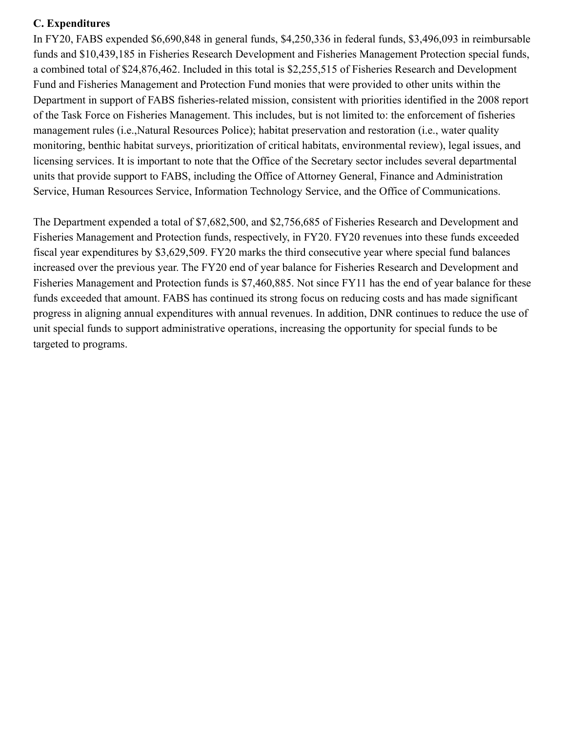**C. Expenditures**

In FY20, FABS expended $6,690,848 in general funds, $4,250,336 in federal funds, $3,496,093 in reimbursable funds and $10,439,185 in Fisheries Research Development and Fisheries Management Protection special funds, a combined total of $24,876,462. Included in this total is $2,255,515 of Fisheries Research and Development Fund and Fisheries Management and Protection Fund monies that were provided to other units within the Department in support of FABS fisheries-related mission, consistent with priorities identified in the 2008 report of the Task Force on Fisheries Management. This includes, but is not limited to: the enforcement of fisheries management rules (i.e.,Natural Resources Police); habitat preservation and restoration (i.e., water quality monitoring, benthic habitat surveys, prioritization of critical habitats, environmental review), legal issues, and licensing services. It is important to note that the Office of the Secretary sector includes several departmental units that provide support to FABS, including the Office of Attorney General, Finance and Administration Service, Human Resources Service, Information Technology Service, and the Office of Communications.

The Department expended a total of $7,682,500, and $2,756,685 of Fisheries Research and Development and Fisheries Management and Protection funds, respectively, in FY20. FY20 revenues into these funds exceeded fiscal year expenditures by $3,629,509. FY20 marks the third consecutive year where special fund balances increased over the previous year. The FY20 end of year balance for Fisheries Research and Development and Fisheries Management and Protection funds is $7,460,885. Not since FY11 has the end of year balance for these funds exceeded that amount. FABS has continued its strong focus on reducing costs and has made significant progress in aligning annual expenditures with annual revenues. In addition, DNR continues to reduce the use of unit special funds to support administrative operations, increasing the opportunity for special funds to be targeted to programs.